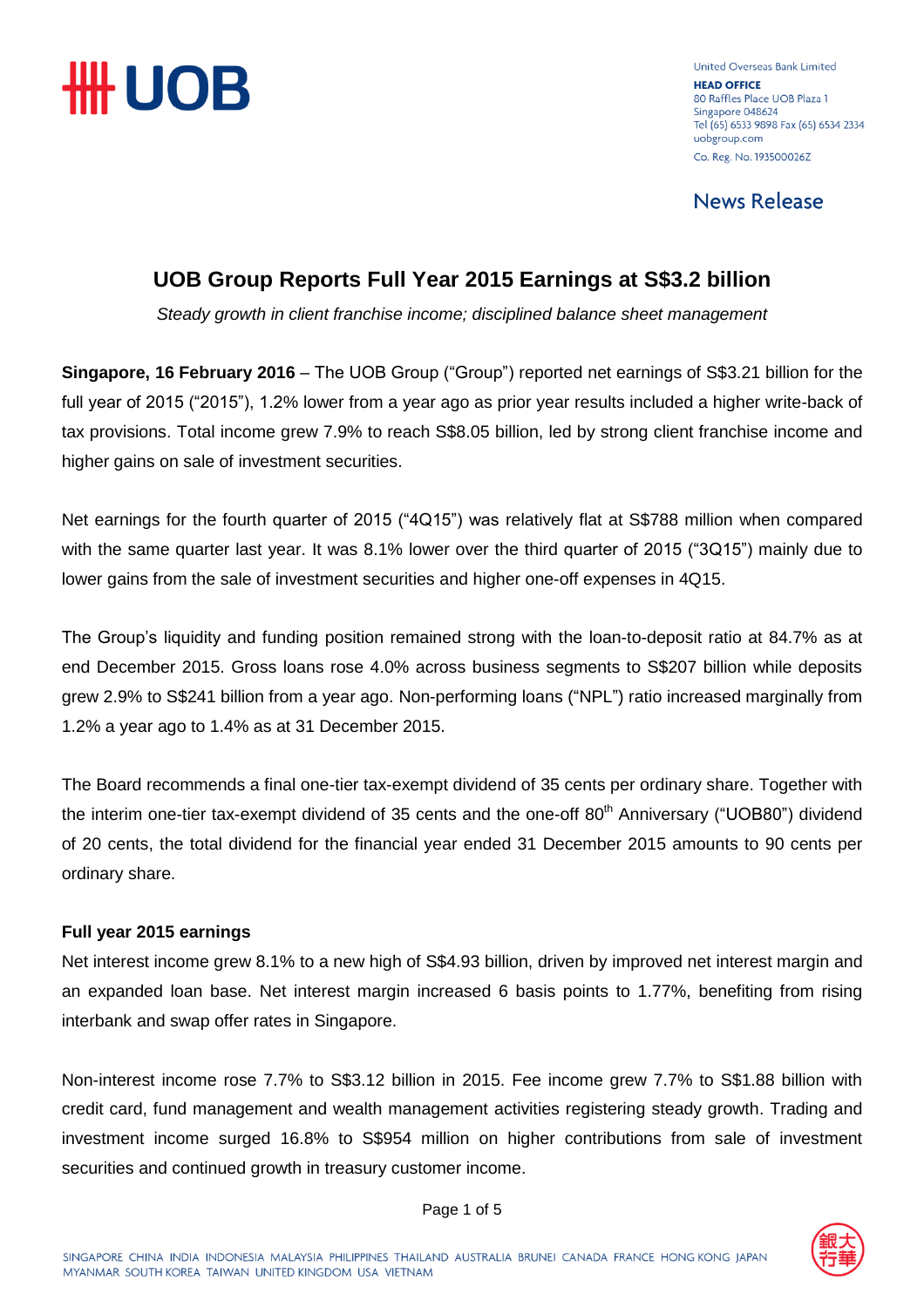United Overseas Bank Limited
**HEAD OFFICE**
80 Raffles Place UOB Plaza 1
Singapore 048624
Tel (65) 6533 9898 Fax (65) 6534 2334
uobgroup.com
Co. Reg. No. 193500026Z

News Release

# UOB Group Reports Full Year 2015 Earnings at S$3.2 billion

*Steady growth in client franchise income; disciplined balance sheet management*

**Singapore, 16 February 2016** – The UOB Group ("Group") reported net earnings of S$3.21 billion for the full year of 2015 ("2015"), 1.2% lower from a year ago as prior year results included a higher write-back of tax provisions. Total income grew 7.9% to reach S$8.05 billion, led by strong client franchise income and higher gains on sale of investment securities.

Net earnings for the fourth quarter of 2015 ("4Q15") was relatively flat at S$788 million when compared with the same quarter last year. It was 8.1% lower over the third quarter of 2015 ("3Q15") mainly due to lower gains from the sale of investment securities and higher one-off expenses in 4Q15.

The Group's liquidity and funding position remained strong with the loan-to-deposit ratio at 84.7% as at end December 2015. Gross loans rose 4.0% across business segments to S$207 billion while deposits grew 2.9% to S$241 billion from a year ago. Non-performing loans ("NPL") ratio increased marginally from 1.2% a year ago to 1.4% as at 31 December 2015.

The Board recommends a final one-tier tax-exempt dividend of 35 cents per ordinary share. Together with the interim one-tier tax-exempt dividend of 35 cents and the one-off 80th Anniversary ("UOB80") dividend of 20 cents, the total dividend for the financial year ended 31 December 2015 amounts to 90 cents per ordinary share.

### Full year 2015 earnings

Net interest income grew 8.1% to a new high of S$4.93 billion, driven by improved net interest margin and an expanded loan base. Net interest margin increased 6 basis points to 1.77%, benefiting from rising interbank and swap offer rates in Singapore.

Non-interest income rose 7.7% to S$3.12 billion in 2015. Fee income grew 7.7% to S$1.88 billion with credit card, fund management and wealth management activities registering steady growth. Trading and investment income surged 16.8% to S$954 million on higher contributions from sale of investment securities and continued growth in treasury customer income.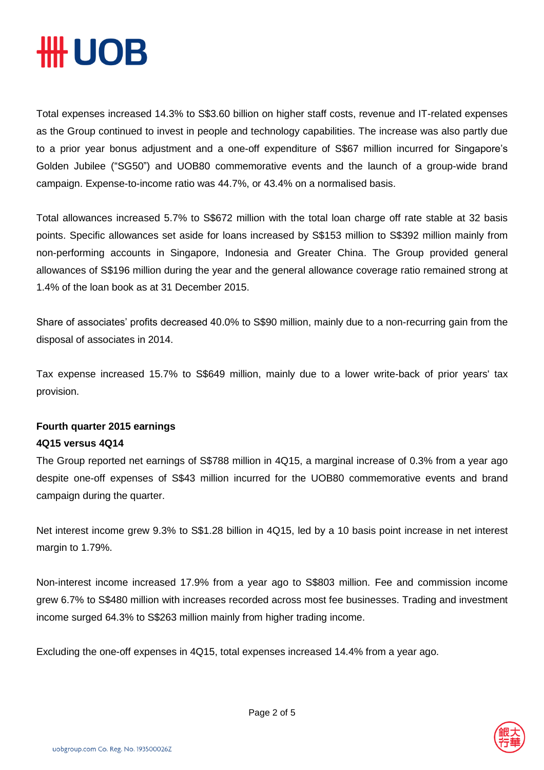Total expenses increased 14.3% to S$3.60 billion on higher staff costs, revenue and IT-related expenses as the Group continued to invest in people and technology capabilities. The increase was also partly due to a prior year bonus adjustment and a one-off expenditure of S$67 million incurred for Singapore's Golden Jubilee ("SG50") and UOB80 commemorative events and the launch of a group-wide brand campaign. Expense-to-income ratio was 44.7%, or 43.4% on a normalised basis.

Total allowances increased 5.7% to S$672 million with the total loan charge off rate stable at 32 basis points. Specific allowances set aside for loans increased by S$153 million to S$392 million mainly from non-performing accounts in Singapore, Indonesia and Greater China. The Group provided general allowances of S$196 million during the year and the general allowance coverage ratio remained strong at 1.4% of the loan book as at 31 December 2015.

Share of associates' profits decreased 40.0% to S$90 million, mainly due to a non-recurring gain from the disposal of associates in 2014.

Tax expense increased 15.7% to S$649 million, mainly due to a lower write-back of prior years' tax provision.

**Fourth quarter 2015 earnings**

**4Q15 versus 4Q14**

The Group reported net earnings of S$788 million in 4Q15, a marginal increase of 0.3% from a year ago despite one-off expenses of S$43 million incurred for the UOB80 commemorative events and brand campaign during the quarter.

Net interest income grew 9.3% to S$1.28 billion in 4Q15, led by a 10 basis point increase in net interest margin to 1.79%.

Non-interest income increased 17.9% from a year ago to S$803 million. Fee and commission income grew 6.7% to S$480 million with increases recorded across most fee businesses. Trading and investment income surged 64.3% to S$263 million mainly from higher trading income.

Excluding the one-off expenses in 4Q15, total expenses increased 14.4% from a year ago.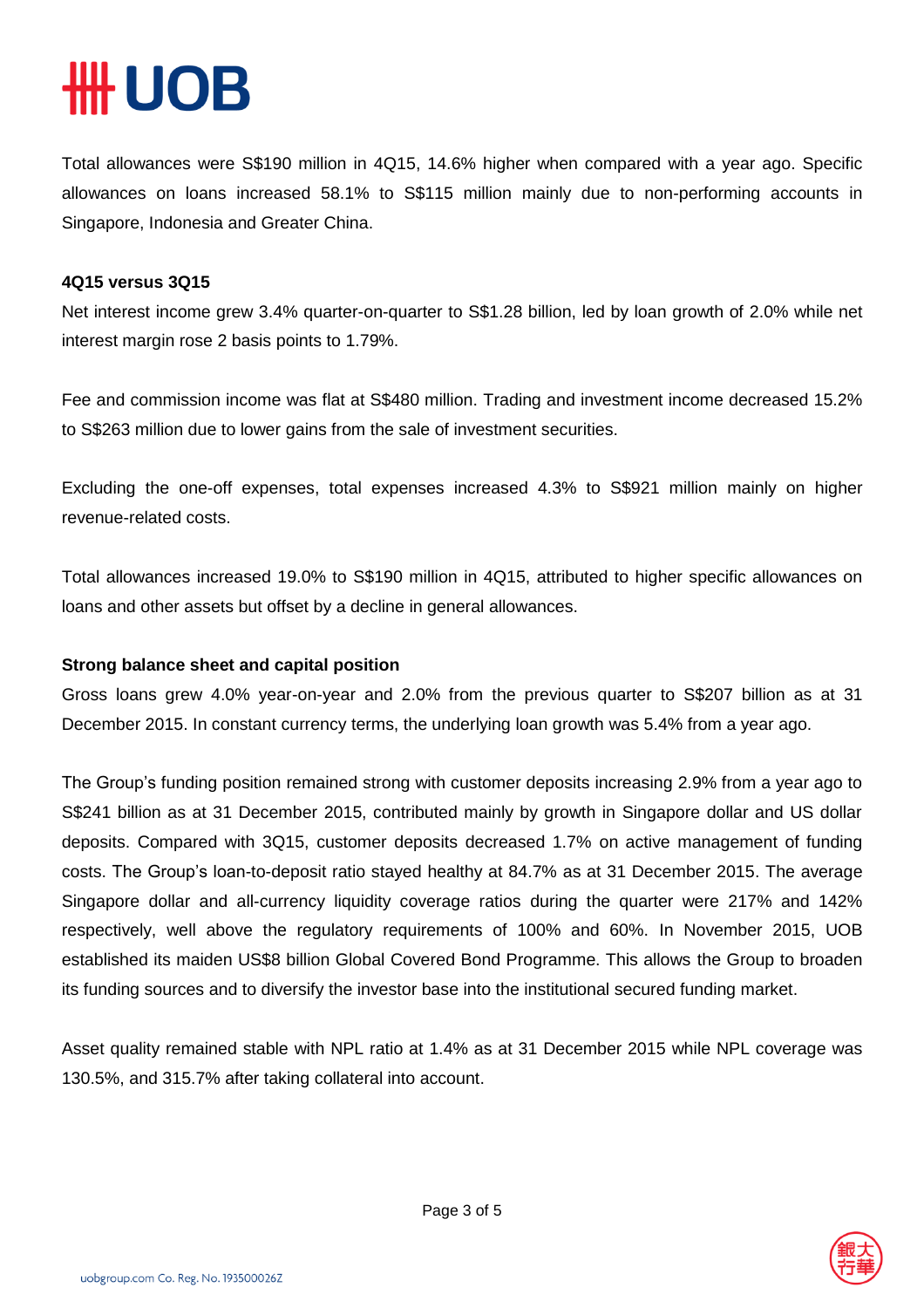Total allowances were S$190 million in 4Q15, 14.6% higher when compared with a year ago. Specific allowances on loans increased 58.1% to S$115 million mainly due to non-performing accounts in Singapore, Indonesia and Greater China.

**4Q15 versus 3Q15**

Net interest income grew 3.4% quarter-on-quarter to S$1.28 billion, led by loan growth of 2.0% while net interest margin rose 2 basis points to 1.79%.

Fee and commission income was flat at S$480 million. Trading and investment income decreased 15.2% to S$263 million due to lower gains from the sale of investment securities.

Excluding the one-off expenses, total expenses increased 4.3% to S$921 million mainly on higher revenue-related costs.

Total allowances increased 19.0% to S$190 million in 4Q15, attributed to higher specific allowances on loans and other assets but offset by a decline in general allowances.

**Strong balance sheet and capital position**

Gross loans grew 4.0% year-on-year and 2.0% from the previous quarter to S$207 billion as at 31 December 2015. In constant currency terms, the underlying loan growth was 5.4% from a year ago.

The Group's funding position remained strong with customer deposits increasing 2.9% from a year ago to S$241 billion as at 31 December 2015, contributed mainly by growth in Singapore dollar and US dollar deposits. Compared with 3Q15, customer deposits decreased 1.7% on active management of funding costs. The Group's loan-to-deposit ratio stayed healthy at 84.7% as at 31 December 2015. The average Singapore dollar and all-currency liquidity coverage ratios during the quarter were 217% and 142% respectively, well above the regulatory requirements of 100% and 60%. In November 2015, UOB established its maiden US$8 billion Global Covered Bond Programme. This allows the Group to broaden its funding sources and to diversify the investor base into the institutional secured funding market.

Asset quality remained stable with NPL ratio at 1.4% as at 31 December 2015 while NPL coverage was 130.5%, and 315.7% after taking collateral into account.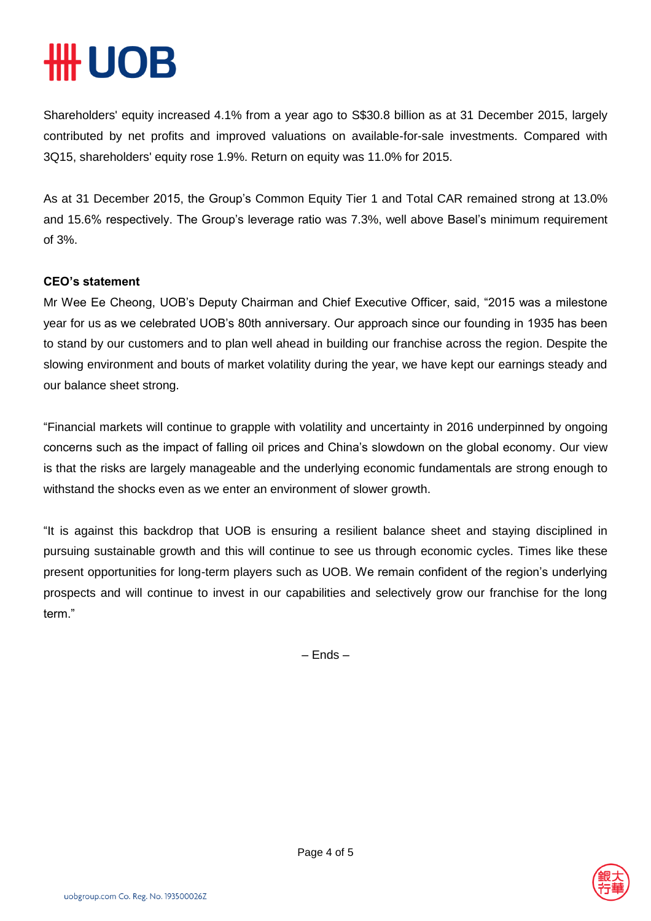Shareholders' equity increased 4.1% from a year ago to S$30.8 billion as at 31 December 2015, largely contributed by net profits and improved valuations on available-for-sale investments. Compared with 3Q15, shareholders' equity rose 1.9%. Return on equity was 11.0% for 2015.

As at 31 December 2015, the Group's Common Equity Tier 1 and Total CAR remained strong at 13.0% and 15.6% respectively. The Group's leverage ratio was 7.3%, well above Basel's minimum requirement of 3%.

**CEO's statement**

Mr Wee Ee Cheong, UOB's Deputy Chairman and Chief Executive Officer, said, "2015 was a milestone year for us as we celebrated UOB's 80th anniversary. Our approach since our founding in 1935 has been to stand by our customers and to plan well ahead in building our franchise across the region. Despite the slowing environment and bouts of market volatility during the year, we have kept our earnings steady and our balance sheet strong.

"Financial markets will continue to grapple with volatility and uncertainty in 2016 underpinned by ongoing concerns such as the impact of falling oil prices and China's slowdown on the global economy. Our view is that the risks are largely manageable and the underlying economic fundamentals are strong enough to withstand the shocks even as we enter an environment of slower growth.

"It is against this backdrop that UOB is ensuring a resilient balance sheet and staying disciplined in pursuing sustainable growth and this will continue to see us through economic cycles. Times like these present opportunities for long-term players such as UOB. We remain confident of the region's underlying prospects and will continue to invest in our capabilities and selectively grow our franchise for the long term."

– Ends –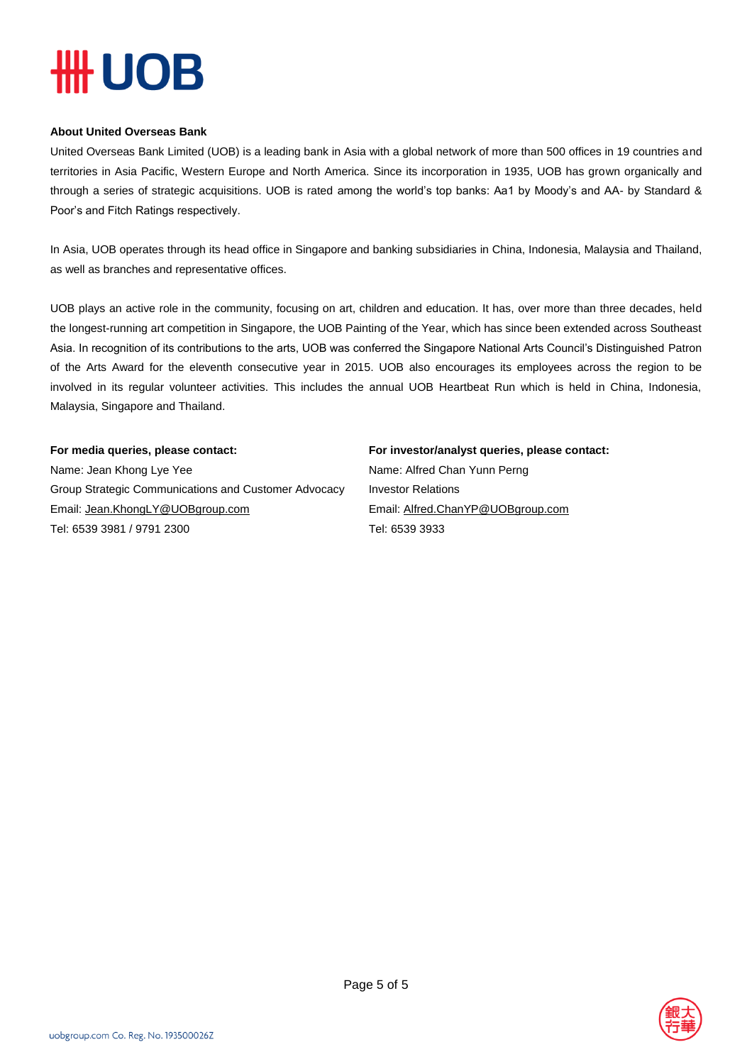**About United Overseas Bank**

United Overseas Bank Limited (UOB) is a leading bank in Asia with a global network of more than 500 offices in 19 countries and territories in Asia Pacific, Western Europe and North America. Since its incorporation in 1935, UOB has grown organically and through a series of strategic acquisitions. UOB is rated among the world's top banks: Aa1 by Moody's and AA- by Standard & Poor's and Fitch Ratings respectively.

In Asia, UOB operates through its head office in Singapore and banking subsidiaries in China, Indonesia, Malaysia and Thailand, as well as branches and representative offices.

UOB plays an active role in the community, focusing on art, children and education. It has, over more than three decades, held the longest-running art competition in Singapore, the UOB Painting of the Year, which has since been extended across Southeast Asia. In recognition of its contributions to the arts, UOB was conferred the Singapore National Arts Council's Distinguished Patron of the Arts Award for the eleventh consecutive year in 2015. UOB also encourages its employees across the region to be involved in its regular volunteer activities. This includes the annual UOB Heartbeat Run which is held in China, Indonesia, Malaysia, Singapore and Thailand.

**For media queries, please contact:**
Name: Jean Khong Lye Yee
Group Strategic Communications and Customer Advocacy
Email: Jean.KhongLY@UOBgroup.com
Tel: 6539 3981 / 9791 2300

**For investor/analyst queries, please contact:**
Name: Alfred Chan Yunn Perng
Investor Relations
Email: Alfred.ChanYP@UOBgroup.com
Tel: 6539 3933